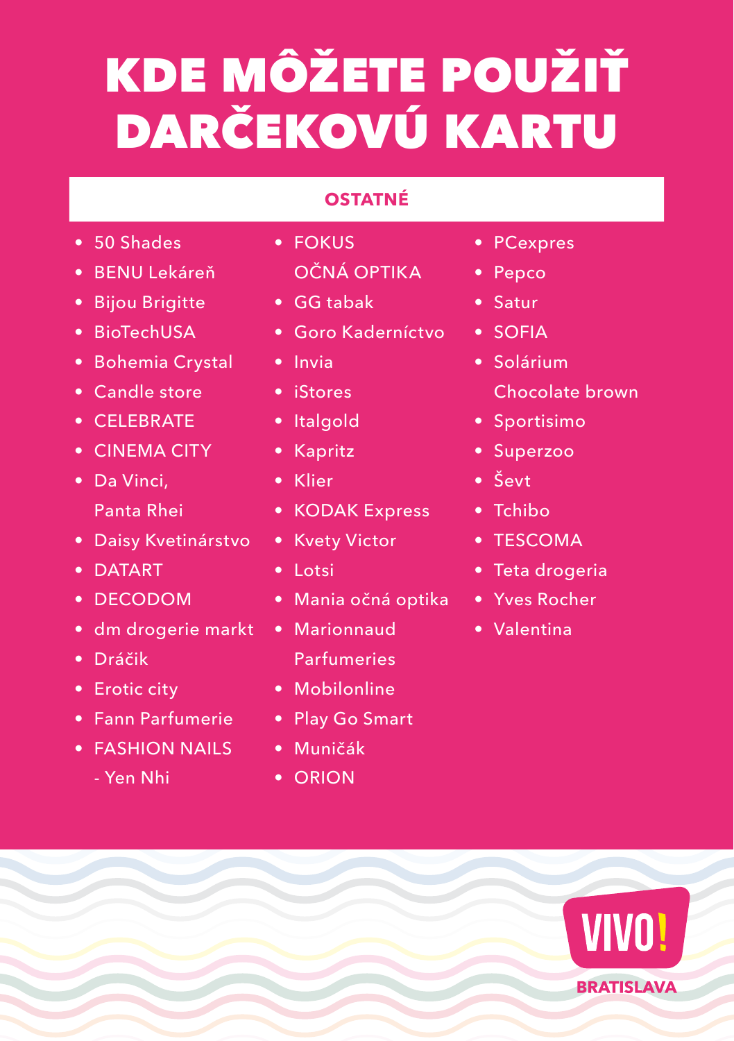# KDE MÔŽETE POUŽIŤ DARČEKOVÚ KARTU

## OSTATNÉ

- 50 Shades
- BENU Lekáreň
- Bijou Brigitte
- BioTechUSA
- Bohemia Crystal
- Candle store
- CELEBRATE
- CINEMA CITY
- Da Vinci, Panta Rhei
- Daisy Kvetinárstvo
- DATART
- DECODOM
- dm drogerie markt
- Dráčik
- Erotic city
- Fann Parfumerie
- FASHION NAILS - Yen Nhi
- FOKUS OČNÁ OPTIKA
- GG tabak
- Goro Kaderníctvo
- Invia
- iStores
- Italgold
- Kapritz
- Klier
- KODAK Express
- Kvety Victor
- Lotsi
- Mania očná optika
- Marionnaud Parfumeries
- Mobilonline
- Play Go Smart
- Muničák
- ORION
- PCexpres
- Pepco
- Satur
- SOFIA
- Solárium Chocolate brown
- Sportisimo
- Superzoo
- Ševt
- Tchibo
- TESCOMA
- Teta drogeria
- Yves Rocher
- Valentina

VIVO! BRATISLAVA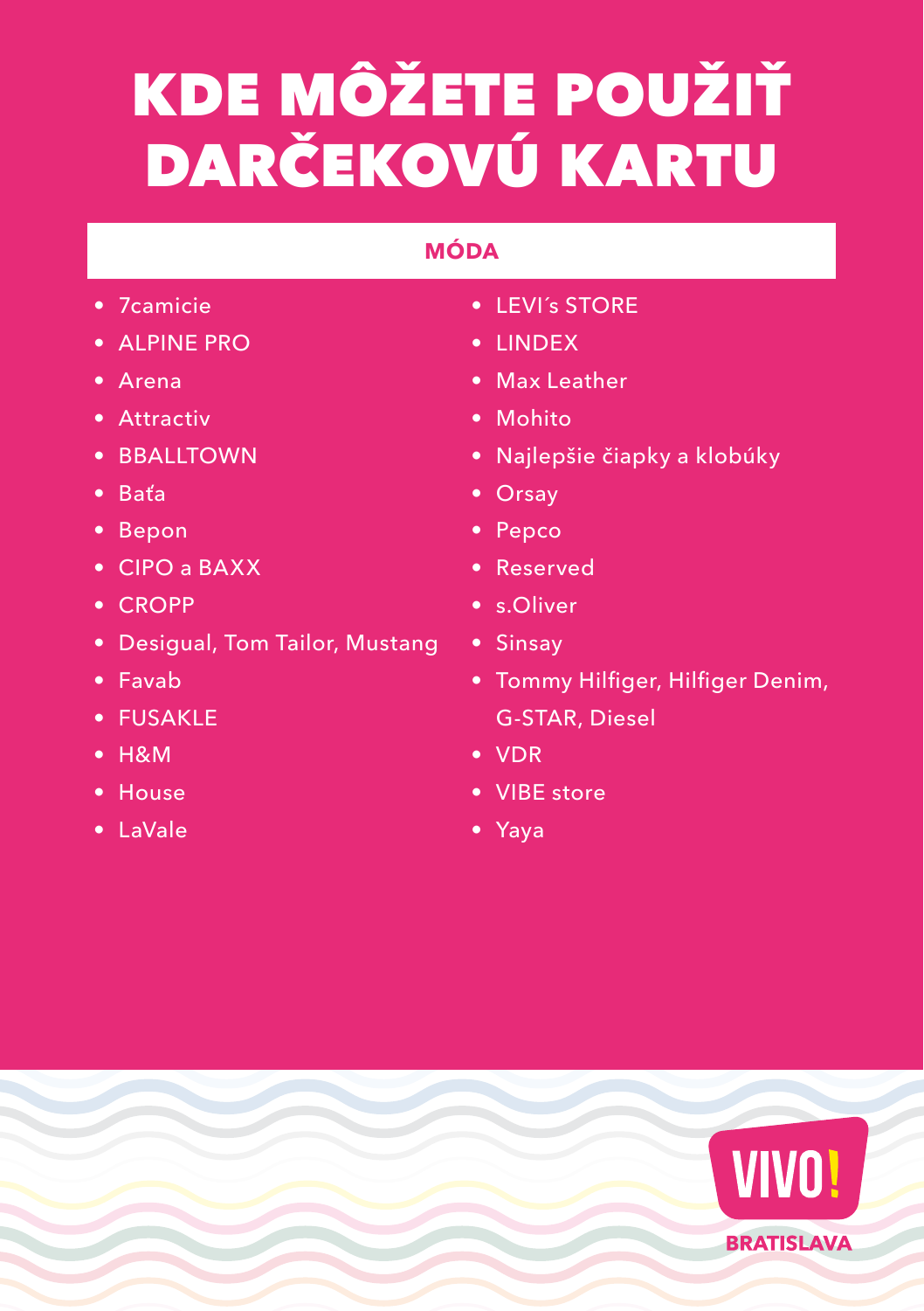# KDE MÔŽETE POUŽIŤ DARČEKOVÚ KARTU

## MÓDA

- 7camicie
- ALPINE PRO
- Arena
- Attractiv
- BBALLTOWN
- Baťa
- Bepon
- CIPO a BAXX
- CROPP
- Desigual, Tom Tailor, Mustang
- Favab
- FUSAKLE
- H&M
- House
- LaVale
- LEVI´s STORE
- LINDEX
- Max Leather
- Mohito
- Najlepšie čiapky a klobúky
- Orsay
- Pepco
- Reserved
- s.Oliver
- Sinsay
- Tommy Hilfiger, Hilfiger Denim, G-STAR, Diesel
- VDR
- VIBE store
- Yaya

VIVO! BRATISLAVA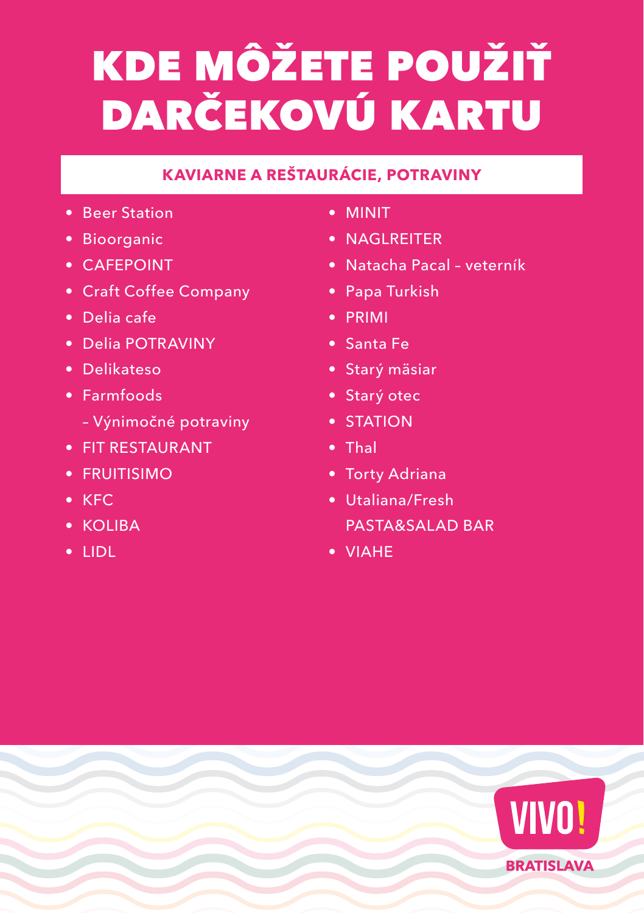# KDE MÔŽETE POUŽIŤ DARČEKOVÚ KARTU

## KAVIARNE A REŠTAURÁCIE, POTRAVINY

- Beer Station
- Bioorganic
- CAFEPOINT
- Craft Coffee Company
- Delia cafe
- Delia POTRAVINY
- Delikateso
- Farmfoods – Výnimočné potraviny
- FIT RESTAURANT
- FRUITISIMO
- KFC
- KOLIBA
- LIDL
- MINIT
- NAGLREITER
- Natacha Pacal – veterník
- Papa Turkish
- PRIMI
- Santa Fe
- Starý mäsiar
- Starý otec
- STATION
- Thal
- Torty Adriana
- Utaliana/Fresh PASTA&SALAD BAR
- VIAHE

VIVO! BRATISLAVA